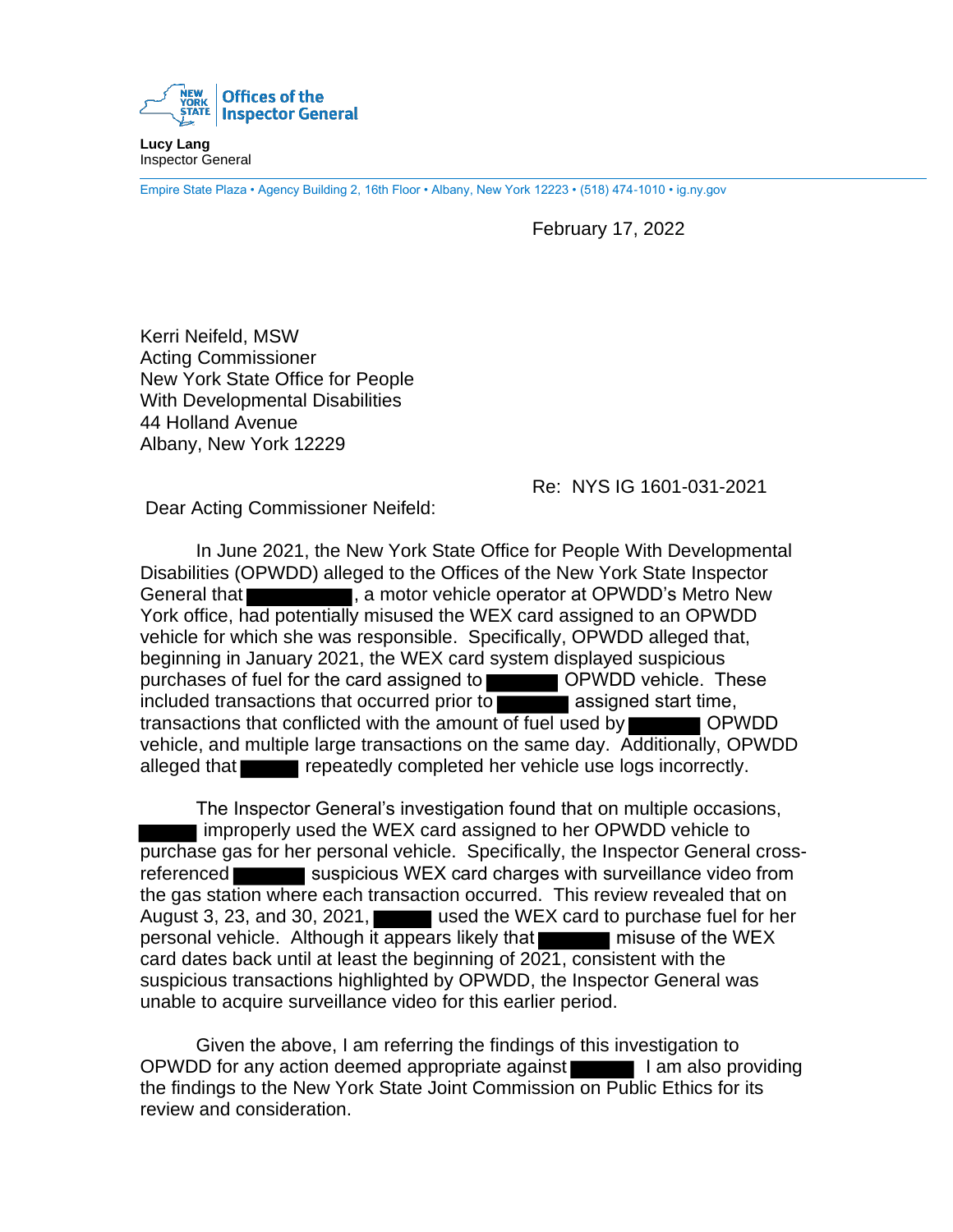Offices of the Inspector General

**Lucy Lang**
Inspector General

Empire State Plaza • Agency Building 2, 16th Floor • Albany, New York 12223 • (518) 474-1010 • ig.ny.gov

February 17, 2022

Kerri Neifeld, MSW
Acting Commissioner
New York State Office for People
With Developmental Disabilities
44 Holland Avenue
Albany, New York 12229

Re: NYS IG 1601-031-2021

Dear Acting Commissioner Neifeld:

In June 2021, the New York State Office for People With Developmental Disabilities (OPWDD) alleged to the Offices of the New York State Inspector General that ██████, a motor vehicle operator at OPWDD's Metro New York office, had potentially misused the WEX card assigned to an OPWDD vehicle for which she was responsible. Specifically, OPWDD alleged that, beginning in January 2021, the WEX card system displayed suspicious purchases of fuel for the card assigned to ██████ OPWDD vehicle. These included transactions that occurred prior to ██████ assigned start time, transactions that conflicted with the amount of fuel used by ██████ OPWDD vehicle, and multiple large transactions on the same day. Additionally, OPWDD alleged that ██████ repeatedly completed her vehicle use logs incorrectly.

The Inspector General's investigation found that on multiple occasions, ██████ improperly used the WEX card assigned to her OPWDD vehicle to purchase gas for her personal vehicle. Specifically, the Inspector General cross-referenced ██████ suspicious WEX card charges with surveillance video from the gas station where each transaction occurred. This review revealed that on August 3, 23, and 30, 2021, ██████ used the WEX card to purchase fuel for her personal vehicle. Although it appears likely that ██████ misuse of the WEX card dates back until at least the beginning of 2021, consistent with the suspicious transactions highlighted by OPWDD, the Inspector General was unable to acquire surveillance video for this earlier period.

Given the above, I am referring the findings of this investigation to OPWDD for any action deemed appropriate against ██████ I am also providing the findings to the New York State Joint Commission on Public Ethics for its review and consideration.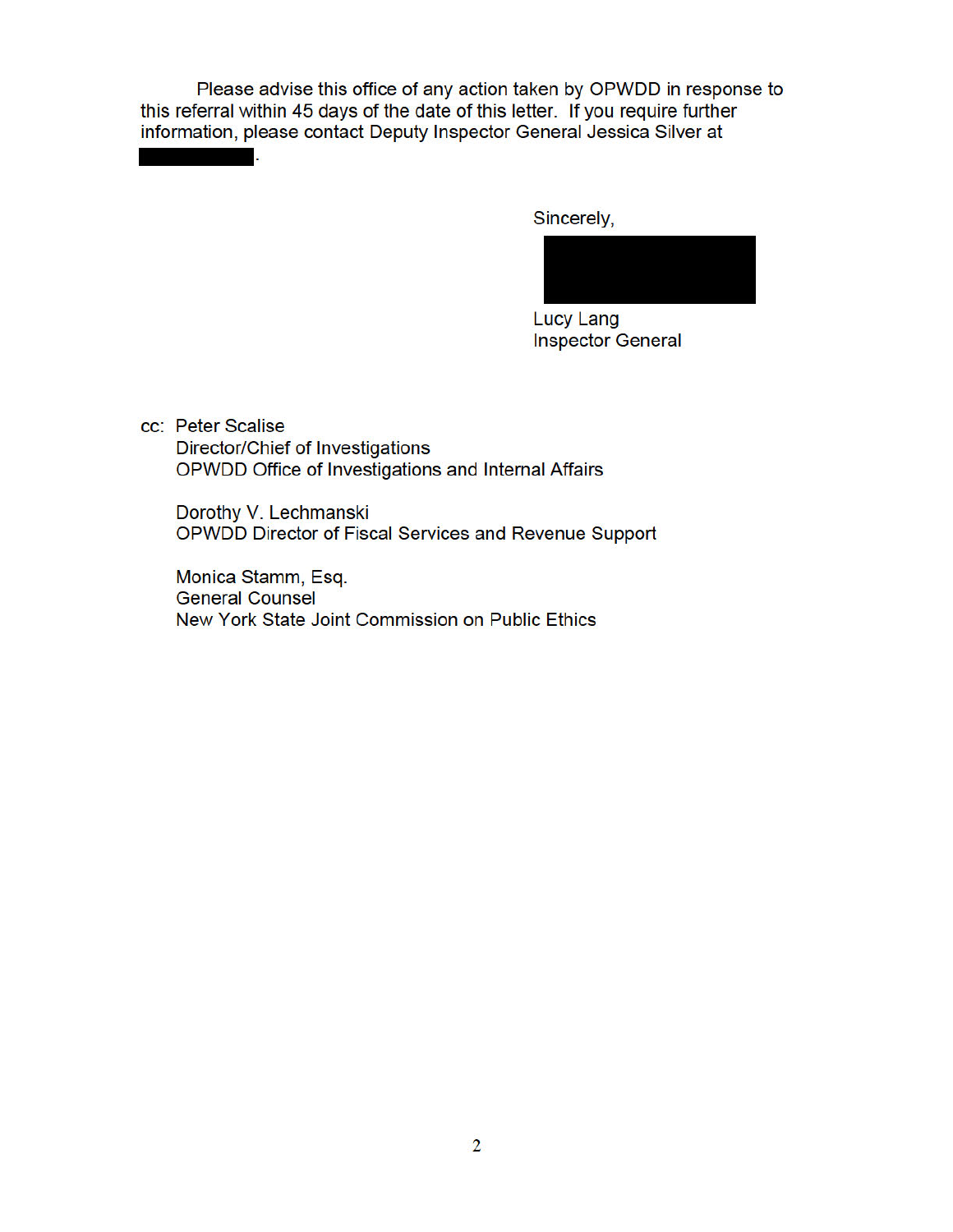Please advise this office of any action taken by OPWDD in response to this referral within 45 days of the date of this letter. If you require further information, please contact Deputy Inspector General Jessica Silver at ██████████.

Sincerely,

██████████

Lucy Lang
Inspector General

cc: Peter Scalise
Director/Chief of Investigations
OPWDD Office of Investigations and Internal Affairs

Dorothy V. Lechmanski
OPWDD Director of Fiscal Services and Revenue Support

Monica Stamm, Esq.
General Counsel
New York State Joint Commission on Public Ethics